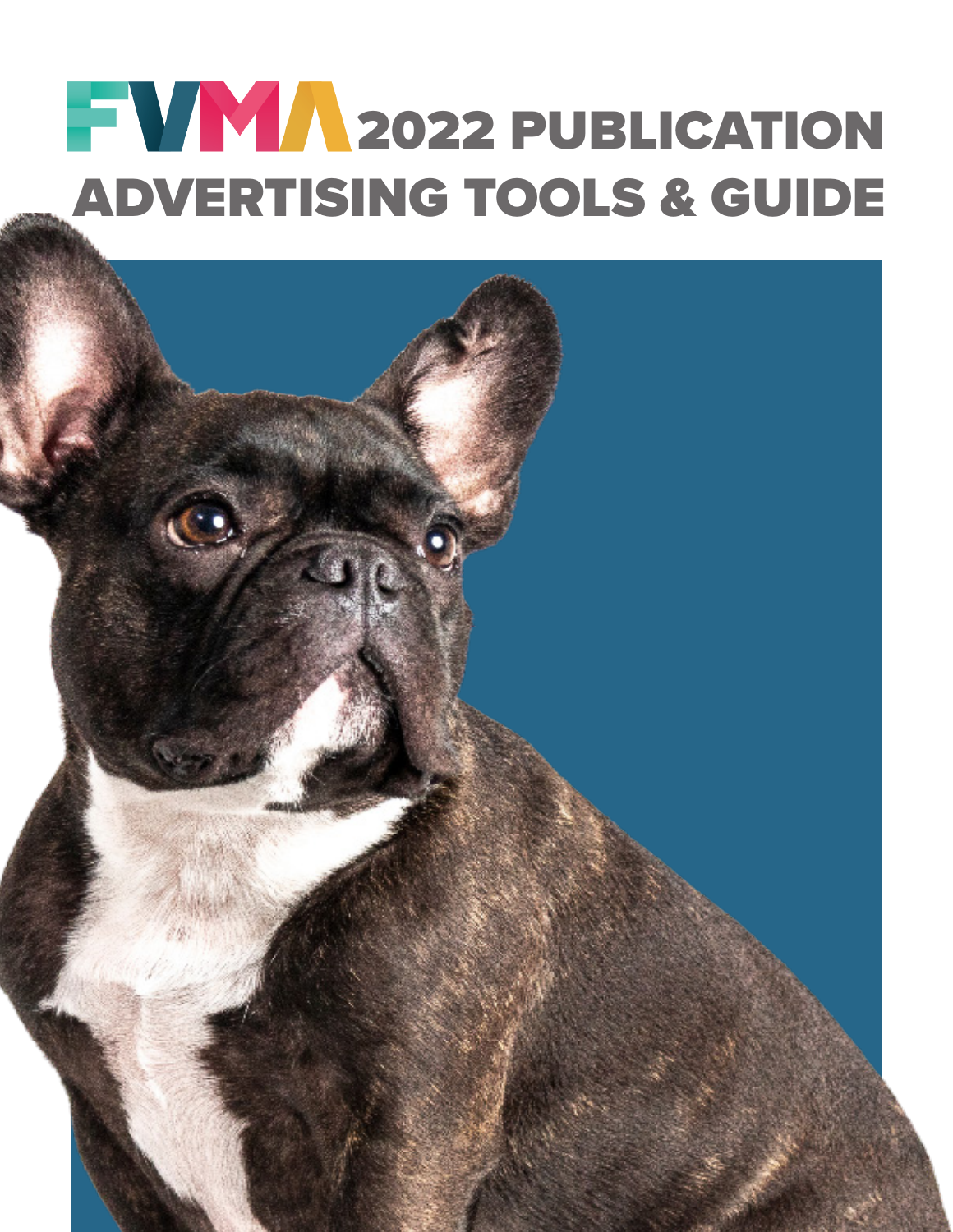# FVMA 2022 PUBLICATION ADVERTISING TOOLS & GUIDE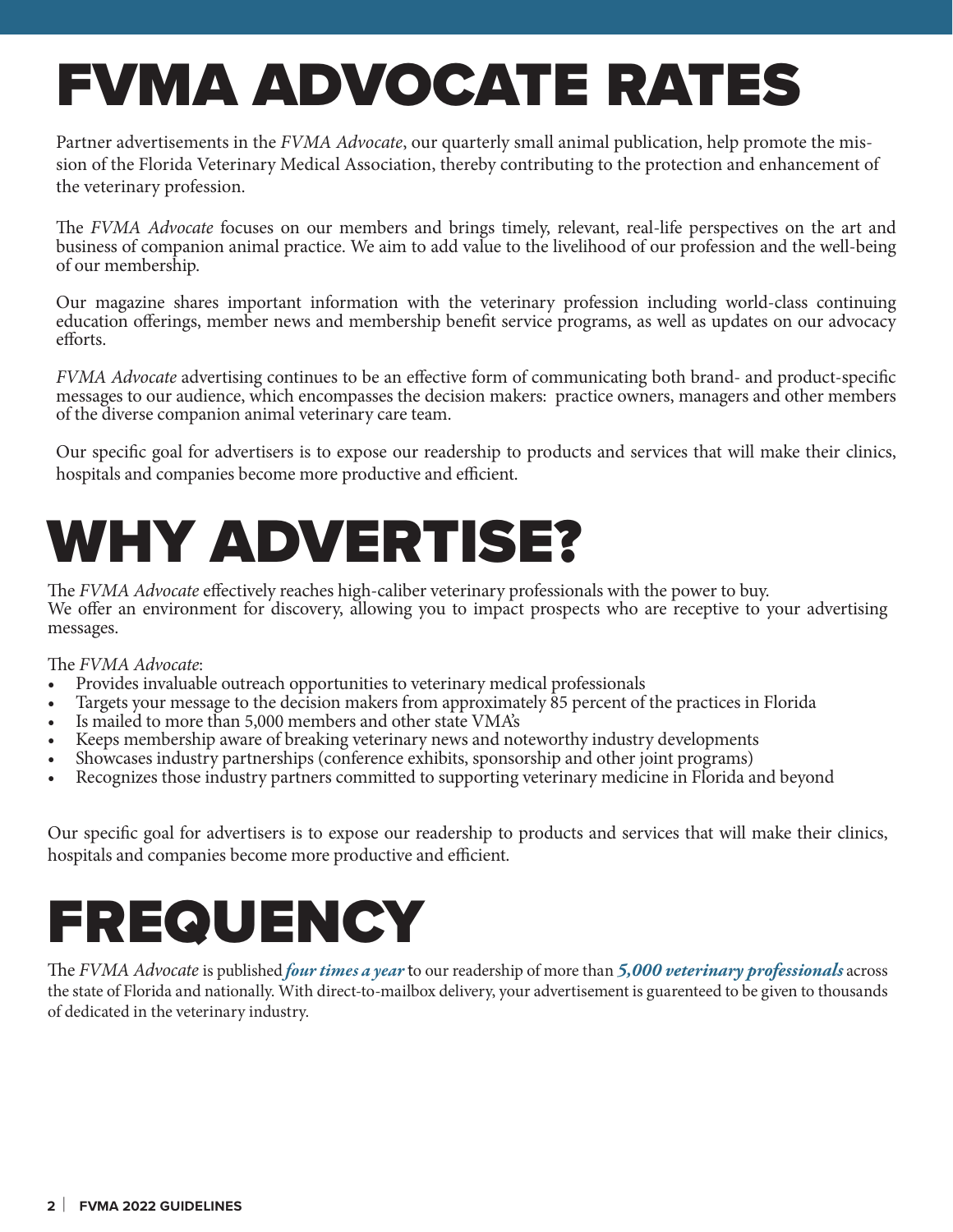# FVMA ADVOCATE RATES

Partner advertisements in the *FVMA Advocate*, our quarterly small animal publication, help promote the mission of the Florida Veterinary Medical Association, thereby contributing to the protection and enhancement of the veterinary profession.

The *FVMA Advocate* focuses on our members and brings timely, relevant, real-life perspectives on the art and business of companion animal practice. We aim to add value to the livelihood of our profession and the well-being of our membership.

Our magazine shares important information with the veterinary profession including world-class continuing education offerings, member news and membership benefit service programs, as well as updates on our advocacy efforts.

*FVMA Advocate* advertising continues to be an effective form of communicating both brand- and product-specific messages to our audience, which encompasses the decision makers: practice owners, managers and other members of the diverse companion animal veterinary care team.

Our specific goal for advertisers is to expose our readership to products and services that will make their clinics, hospitals and companies become more productive and efficient.

# WHY ADVERTISE?

The *FVMA Advocate* effectively reaches high-caliber veterinary professionals with the power to buy.
We offer an environment for discovery, allowing you to impact prospects who are receptive to your advertising messages.

The *FVMA Advocate*:

- Provides invaluable outreach opportunities to veterinary medical professionals
- Targets your message to the decision makers from approximately 85 percent of the practices in Florida
- Is mailed to more than 5,000 members and other state VMA's
- Keeps membership aware of breaking veterinary news and noteworthy industry developments
- Showcases industry partnerships (conference exhibits, sponsorship and other joint programs)
- Recognizes those industry partners committed to supporting veterinary medicine in Florida and beyond

Our specific goal for advertisers is to expose our readership to products and services that will make their clinics, hospitals and companies become more productive and efficient.

# FREQUENCY

The *FVMA Advocate* is published ***four times a year*** to our readership of more than ***5,000 veterinary professionals*** across the state of Florida and nationally. With direct-to-mailbox delivery, your advertisement is guarenteed to be given to thousands of dedicated in the veterinary industry.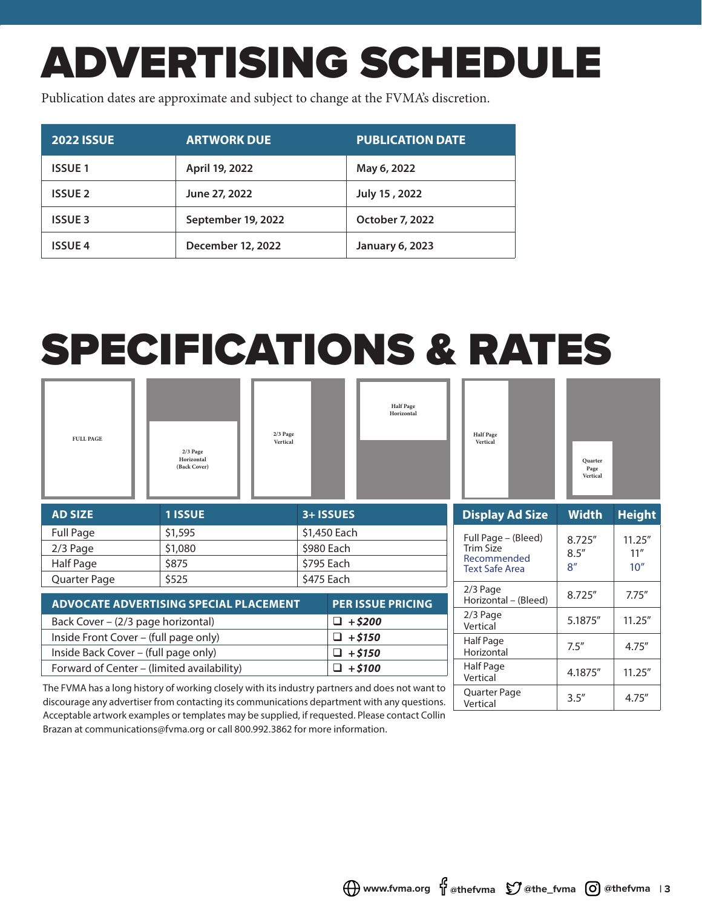# ADVERTISING SCHEDULE

Publication dates are approximate and subject to change at the FVMA's discretion.

| 2022 ISSUE | ARTWORK DUE | PUBLICATION DATE |
|---|---|---|
| ISSUE 1 | April 19, 2022 | May 6, 2022 |
| ISSUE 2 | June 27, 2022 | July 15 , 2022 |
| ISSUE 3 | September 19, 2022 | October 7, 2022 |
| ISSUE 4 | December 12, 2022 | January 6, 2023 |

# SPECIFICATIONS & RATES

FULL PAGE

2/3 Page Horizontal (Back Cover)

2/3 Page Vertical

Half Page Horizontal

Half Page Vertical

Quarter Page Vertical

| AD SIZE | 1 ISSUE | 3+ ISSUES |
|---|---|---|
| Full Page | $1,595 | $1,450 Each |
| 2/3 Page | $1,080 | $980 Each |
| Half Page | $875 | $795 Each |
| Quarter Page | $525 | $475 Each |

| ADVOCATE ADVERTISING SPECIAL PLACEMENT | PER ISSUE PRICING |
|---|---|
| Back Cover – (2/3 page horizontal) | ❑ ***+$200*** |
| Inside Front Cover – (full page only) | ❑ ***+$150*** |
| Inside Back Cover – (full page only) | ❑ ***+$150*** |
| Forward of Center – (limited availability) | ❑ ***+$100*** |

The FVMA has a long history of working closely with its industry partners and does not want to discourage any advertiser from contacting its communications department with any questions. Acceptable artwork examples or templates may be supplied, if requested. Please contact Collin Brazan at communications@fvma.org or call 800.992.3862 for more information.

| Display Ad Size | Width | Height |
|---|---|---|
| Full Page – (Bleed) | 8.725″ | 11.25″ |
| Trim Size | 8.5″ | 11″ |
| Recommended Text Safe Area | 8″ | 10″ |
| 2/3 Page Horizontal – (Bleed) | 8.725″ | 7.75″ |
| 2/3 Page Vertical | 5.1875″ | 11.25″ |
| Half Page Horizontal | 7.5″ | 4.75″ |
| Half Page Vertical | 4.1875″ | 11.25″ |
| Quarter Page Vertical | 3.5″ | 4.75″ |

www.fvma.org @thefvma @the_fvma @thefvma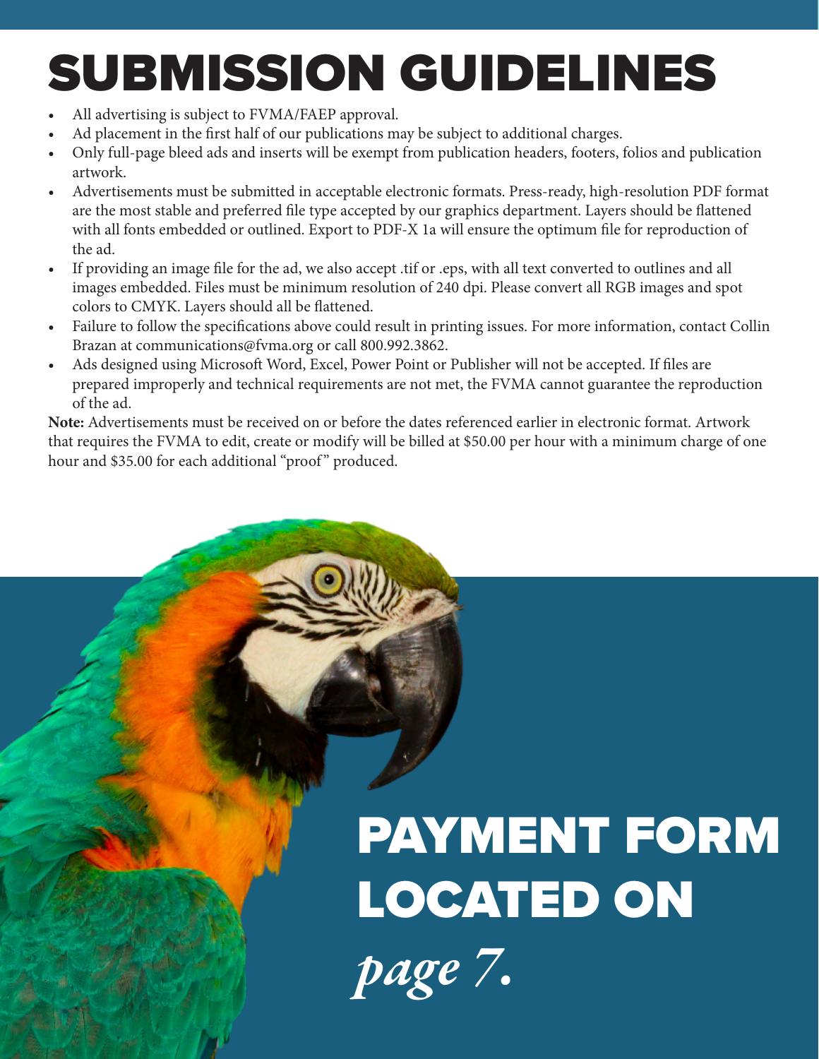# SUBMISSION GUIDELINES

- All advertising is subject to FVMA/FAEP approval.
- Ad placement in the first half of our publications may be subject to additional charges.
- Only full-page bleed ads and inserts will be exempt from publication headers, footers, folios and publication artwork.
- Advertisements must be submitted in acceptable electronic formats. Press-ready, high-resolution PDF format are the most stable and preferred file type accepted by our graphics department. Layers should be flattened with all fonts embedded or outlined. Export to PDF-X 1a will ensure the optimum file for reproduction of the ad.
- If providing an image file for the ad, we also accept .tif or .eps, with all text converted to outlines and all images embedded. Files must be minimum resolution of 240 dpi. Please convert all RGB images and spot colors to CMYK. Layers should all be flattened.
- Failure to follow the specifications above could result in printing issues. For more information, contact Collin Brazan at communications@fvma.org or call 800.992.3862.
- Ads designed using Microsoft Word, Excel, Power Point or Publisher will not be accepted. If files are prepared improperly and technical requirements are not met, the FVMA cannot guarantee the reproduction of the ad.

**Note:** Advertisements must be received on or before the dates referenced earlier in electronic format. Artwork that requires the FVMA to edit, create or modify will be billed at $50.00 per hour with a minimum charge of one hour and $35.00 for each additional "proof" produced.

## PAYMENT FORM LOCATED ON *page 7.*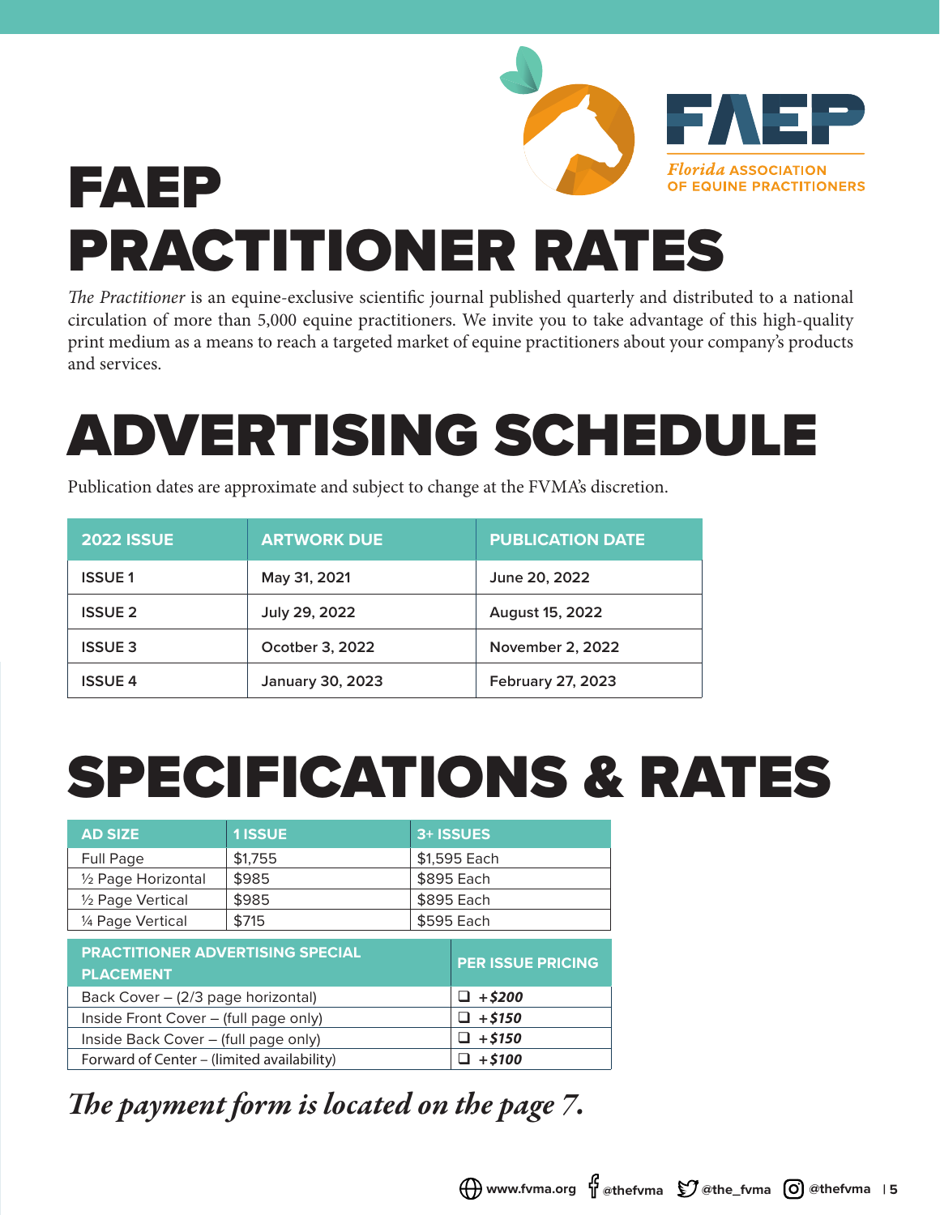FAEP

Florida ASSOCIATION OF EQUINE PRACTITIONERS

# FAEP PRACTITIONER RATES

*The Practitioner* is an equine-exclusive scientific journal published quarterly and distributed to a national circulation of more than 5,000 equine practitioners. We invite you to take advantage of this high-quality print medium as a means to reach a targeted market of equine practitioners about your company's products and services.

# ADVERTISING SCHEDULE

Publication dates are approximate and subject to change at the FVMA's discretion.

| 2022 ISSUE | ARTWORK DUE | PUBLICATION DATE |
|---|---|---|
| ISSUE 1 | May 31, 2021 | June 20, 2022 |
| ISSUE 2 | July 29, 2022 | August 15, 2022 |
| ISSUE 3 | Ocotber 3, 2022 | November 2, 2022 |
| ISSUE 4 | January 30, 2023 | February 27, 2023 |

# SPECIFICATIONS & RATES

| AD SIZE | 1 ISSUE | 3+ ISSUES |
|---|---|---|
| Full Page | $1,755 | $1,595 Each |
| ½ Page Horizontal | $985 | $895 Each |
| ½ Page Vertical | $985 | $895 Each |
| ¼ Page Vertical | $715 | $595 Each |

| PRACTITIONER ADVERTISING SPECIAL PLACEMENT | PER ISSUE PRICING |
|---|---|
| Back Cover – (2/3 page horizontal) | ❑ ***+$200*** |
| Inside Front Cover – (full page only) | ❑ ***+$150*** |
| Inside Back Cover – (full page only) | ❑ ***+$150*** |
| Forward of Center – (limited availability) | ❑ ***+$100*** |

***The payment form is located on the page 7.***

www.fvma.org @thefvma @the_fvma @thefvma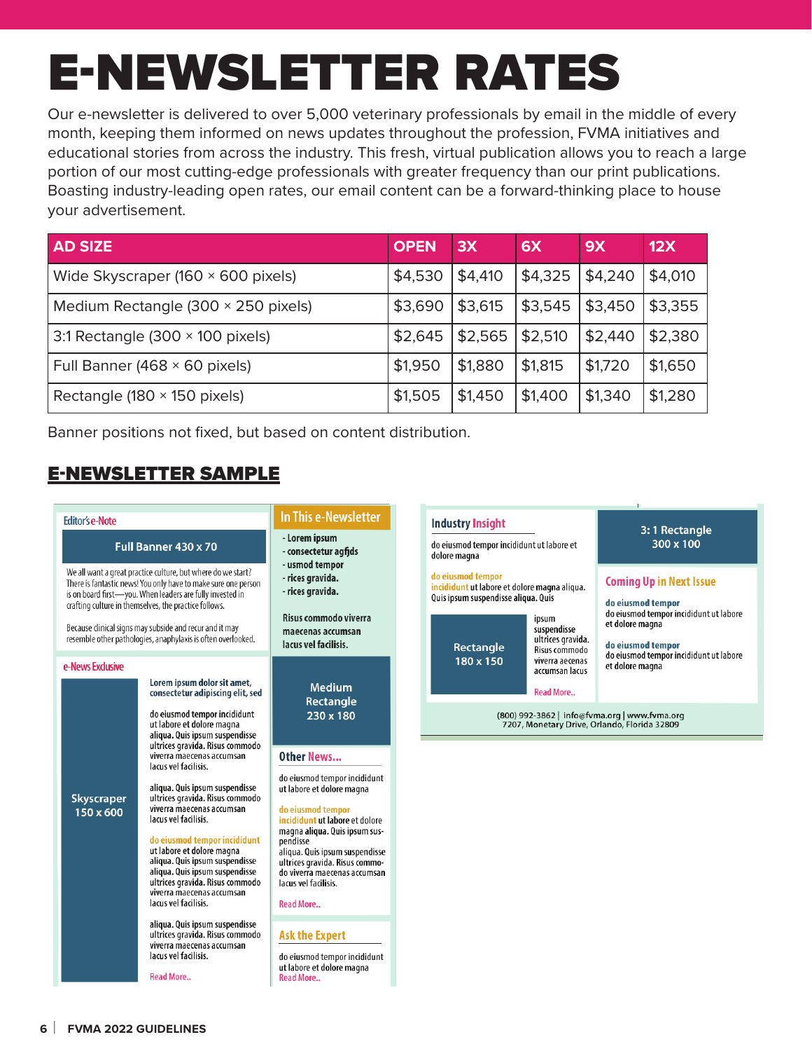# E-NEWSLETTER RATES

Our e-newsletter is delivered to over 5,000 veterinary professionals by email in the middle of every month, keeping them informed on news updates throughout the profession, FVMA initiatives and educational stories from across the industry. This fresh, virtual publication allows you to reach a large portion of our most cutting-edge professionals with greater frequency than our print publications. Boasting industry-leading open rates, our email content can be a forward-thinking place to house your advertisement.

| AD SIZE | OPEN | 3X | 6X | 9X | 12X |
|---|---|---|---|---|---|
| Wide Skyscraper (160 × 600 pixels) | $4,530 | $4,410 | $4,325 | $4,240 | $4,010 |
| Medium Rectangle (300 × 250 pixels) | $3,690 | $3,615 | $3,545 | $3,450 | $3,355 |
| 3:1 Rectangle (300 × 100 pixels) | $2,645 | $2,565 | $2,510 | $2,440 | $2,380 |
| Full Banner (468 × 60 pixels) | $1,950 | $1,880 | $1,815 | $1,720 | $1,650 |
| Rectangle (180 × 150 pixels) | $1,505 | $1,450 | $1,400 | $1,340 | $1,280 |

Banner positions not fixed, but based on content distribution.

## E-NEWSLETTER SAMPLE

Editor's e-Note

Full Banner 430 x 70

We all want a great practice culture, but where do we start? There is fantastic news! You only have to make sure one person is on board first—you. When leaders are fully invested in crafting culture in themselves, the practice follows.

Because clinical signs may subside and recur and it may resemble other pathologies, anaphylaxis is often overlooked.

In This e-Newsletter

- Lorem ipsum
- consectetur agfjds
- usmod tempor
- rices gravida.
- rices gravida.

Risus commodo viverra maecenas accumsan lacus vel facilisis.

e-News Exclusive

Skyscraper 150 x 600

Lorem ipsum dolor sit amet, consectetur adipiscing elit, sed

do eiusmod tempor incididunt ut labore et dolore magna aliqua. Quis ipsum suspendisse ultrices gravida. Risus commodo viverra maecenas accumsan lacus vel facilisis.

aliqua. Quis ipsum suspendisse ultrices gravida. Risus commodo viverra maecenas accumsan lacus vel facilisis.

do eiusmod tempor incididunt ut labore et dolore magna aliqua. Quis ipsum suspendisse aliqua. Quis ipsum suspendisse ultrices gravida. Risus commodo viverra maecenas accumsan lacus vel facilisis.

aliqua. Quis ipsum suspendisse ultrices gravida. Risus commodo viverra maecenas accumsan lacus vel facilisis.

Read More..

Medium Rectangle 230 x 180

Other News...

do eiusmod tempor incididunt ut labore et dolore magna

do eiusmod tempor incididunt ut labore et dolore magna aliqua. Quis ipsum suspendisse aliqua. Quis ipsum suspendisse ultrices gravida. Risus commodo viverra maecenas accumsan lacus vel facilisis.

Read More..

Ask the Expert

do eiusmod tempor incididunt ut labore et dolore magna

Read More..

Industry Insight

do eiusmod tempor incididunt ut labore et dolore magna

do eiusmod tempor incididunt ut labore et dolore magna aliqua. Quis ipsum suspendisse aliqua. Quis

Rectangle 180 x 150

ipsum suspendisse ultrices gravida. Risus commodo viverra aecenas accumsan lacus

Read More..

3: 1 Rectangle 300 x 100

Coming Up in Next Issue

do eiusmod tempor
do eiusmod tempor incididunt ut labore et dolore magna

do eiusmod tempor
do eiusmod tempor incididunt ut labore et dolore magna

(800) 992-3862 | info@fvma.org | www.fvma.org
7207, Monetary Drive, Orlando, Florida 32809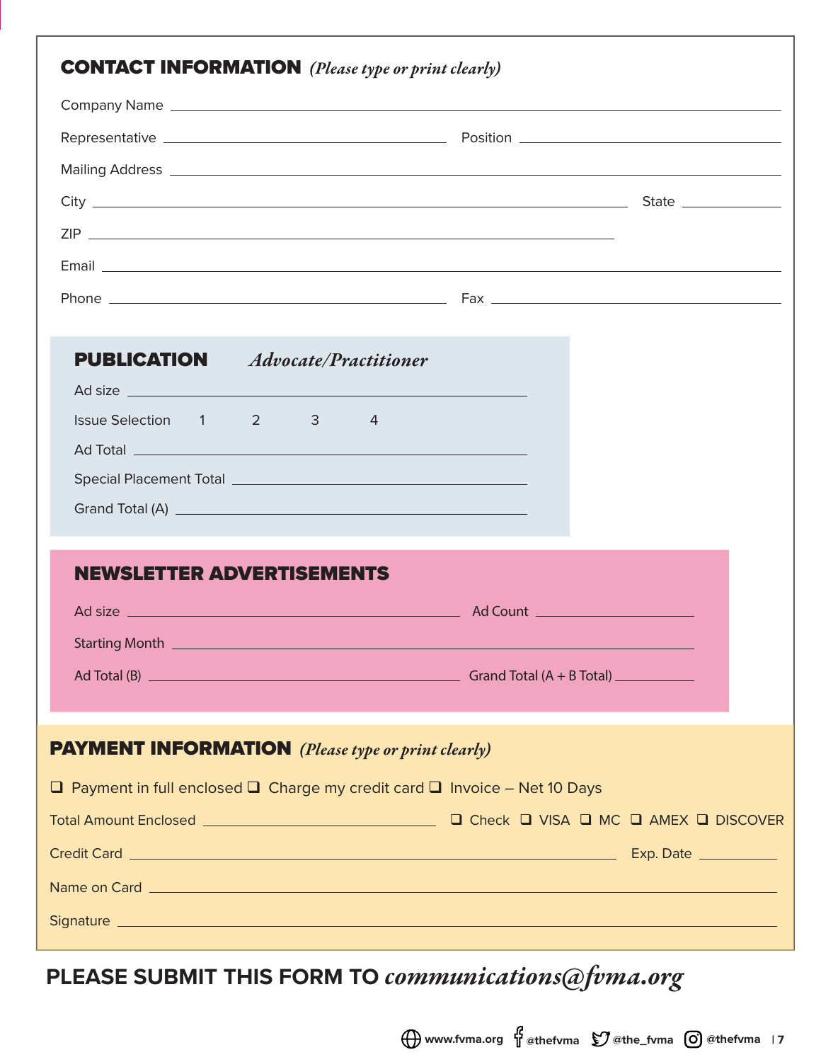## CONTACT INFORMATION *(Please type or print clearly)*

Company Name \_\_\_\_\_\_\_\_\_\_\_\_\_\_\_\_\_\_\_\_

Representative \_\_\_\_\_\_\_\_\_\_\_\_\_\_\_\_\_\_\_\_ Position \_\_\_\_\_\_\_\_\_\_\_\_\_\_\_\_\_\_\_\_

Mailing Address \_\_\_\_\_\_\_\_\_\_\_\_\_\_\_\_\_\_\_\_

City \_\_\_\_\_\_\_\_\_\_\_\_\_\_\_\_\_\_\_\_ State \_\_\_\_\_\_\_\_\_\_

ZIP \_\_\_\_\_\_\_\_\_\_\_\_\_\_\_\_\_\_\_\_

Email \_\_\_\_\_\_\_\_\_\_\_\_\_\_\_\_\_\_\_\_

Phone \_\_\_\_\_\_\_\_\_\_\_\_\_\_\_\_\_\_\_\_ Fax \_\_\_\_\_\_\_\_\_\_\_\_\_\_\_\_\_\_\_\_

## PUBLICATION *Advocate/Practitioner*

Ad size \_\_\_\_\_\_\_\_\_\_\_\_\_\_\_\_\_\_\_\_

Issue Selection 1 2 3 4

Ad Total \_\_\_\_\_\_\_\_\_\_\_\_\_\_\_\_\_\_\_\_

Special Placement Total \_\_\_\_\_\_\_\_\_\_\_\_\_\_\_\_\_\_\_\_

Grand Total (A) \_\_\_\_\_\_\_\_\_\_\_\_\_\_\_\_\_\_\_\_

## NEWSLETTER ADVERTISEMENTS

Ad size \_\_\_\_\_\_\_\_\_\_\_\_\_\_\_\_\_\_\_\_ Ad Count \_\_\_\_\_\_\_\_\_\_

Starting Month \_\_\_\_\_\_\_\_\_\_\_\_\_\_\_\_\_\_\_\_

Ad Total (B) \_\_\_\_\_\_\_\_\_\_\_\_\_\_\_\_\_\_\_\_ Grand Total (A + B Total) \_\_\_\_\_\_\_\_\_\_

## PAYMENT INFORMATION *(Please type or print clearly)*

❑ Payment in full enclosed ❑ Charge my credit card ❑ Invoice – Net 10 Days

Total Amount Enclosed \_\_\_\_\_\_\_\_\_\_\_\_\_\_\_\_\_\_\_\_ ❑ Check ❑ VISA ❑ MC ❑ AMEX ❑ DISCOVER

Credit Card \_\_\_\_\_\_\_\_\_\_\_\_\_\_\_\_\_\_\_\_ Exp. Date \_\_\_\_\_\_\_\_\_\_

Name on Card \_\_\_\_\_\_\_\_\_\_\_\_\_\_\_\_\_\_\_\_

Signature \_\_\_\_\_\_\_\_\_\_\_\_\_\_\_\_\_\_\_\_

**PLEASE SUBMIT THIS FORM TO** ***communications@fvma.org***

www.fvma.org @thefvma @the_fvma @thefvma